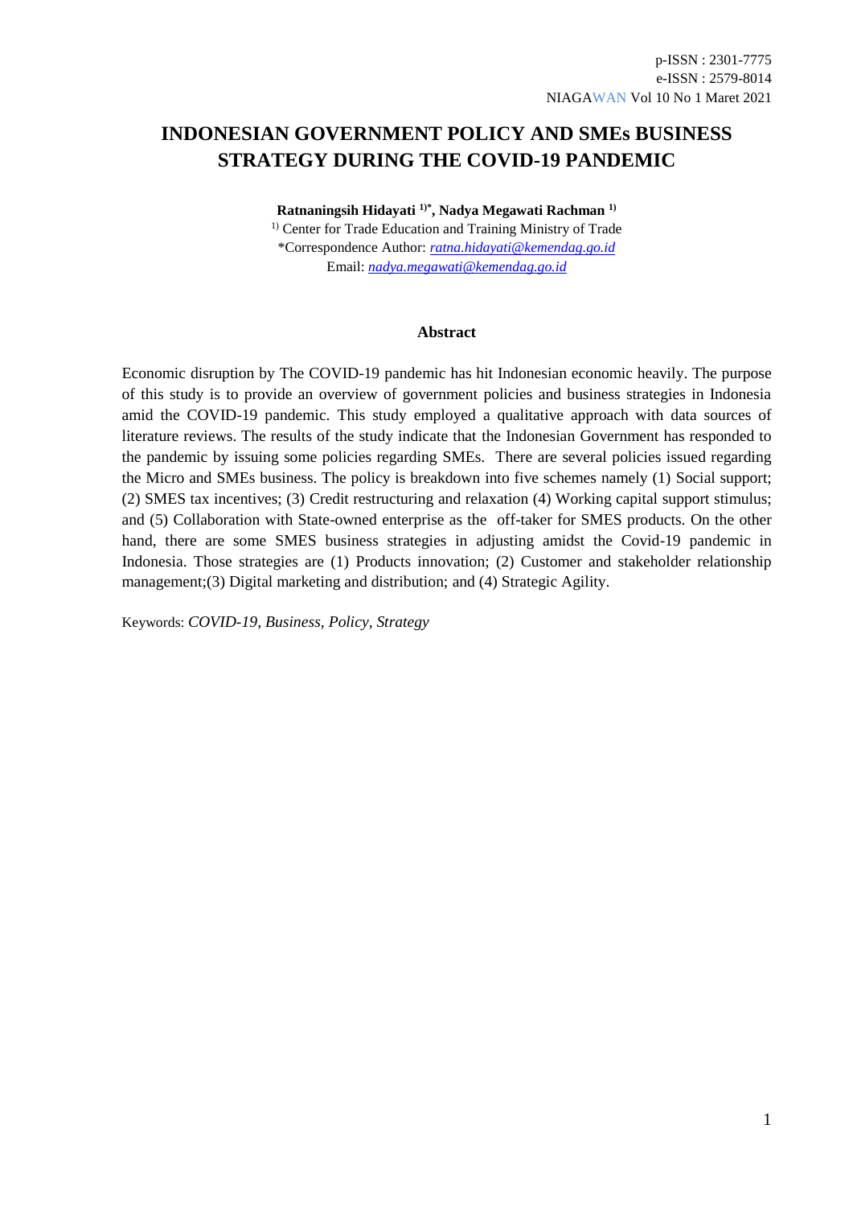# INDONESIAN GOVERNMENT POLICY AND SMEs BUSINESS STRATEGY DURING THE COVID-19 PANDEMIC

**Ratnaningsih Hidayati [1)*], Nadya Megawati Rachman [1)]**

[1)] Center for Trade Education and Training Ministry of Trade
*Correspondence Author: ratna.hidayati@kemendag.go.id
Email: nadya.megawati@kemendag.go.id

## Abstract

Economic disruption by The COVID-19 pandemic has hit Indonesian economic heavily. The purpose of this study is to provide an overview of government policies and business strategies in Indonesia amid the COVID-19 pandemic. This study employed a qualitative approach with data sources of literature reviews. The results of the study indicate that the Indonesian Government has responded to the pandemic by issuing some policies regarding SMEs. There are several policies issued regarding the Micro and SMEs business. The policy is breakdown into five schemes namely (1) Social support; (2) SMES tax incentives; (3) Credit restructuring and relaxation (4) Working capital support stimulus; and (5) Collaboration with State-owned enterprise as the off-taker for SMES products. On the other hand, there are some SMES business strategies in adjusting amidst the Covid-19 pandemic in Indonesia. Those strategies are (1) Products innovation; (2) Customer and stakeholder relationship management;(3) Digital marketing and distribution; and (4) Strategic Agility.

Keywords: *COVID-19, Business, Policy, Strategy*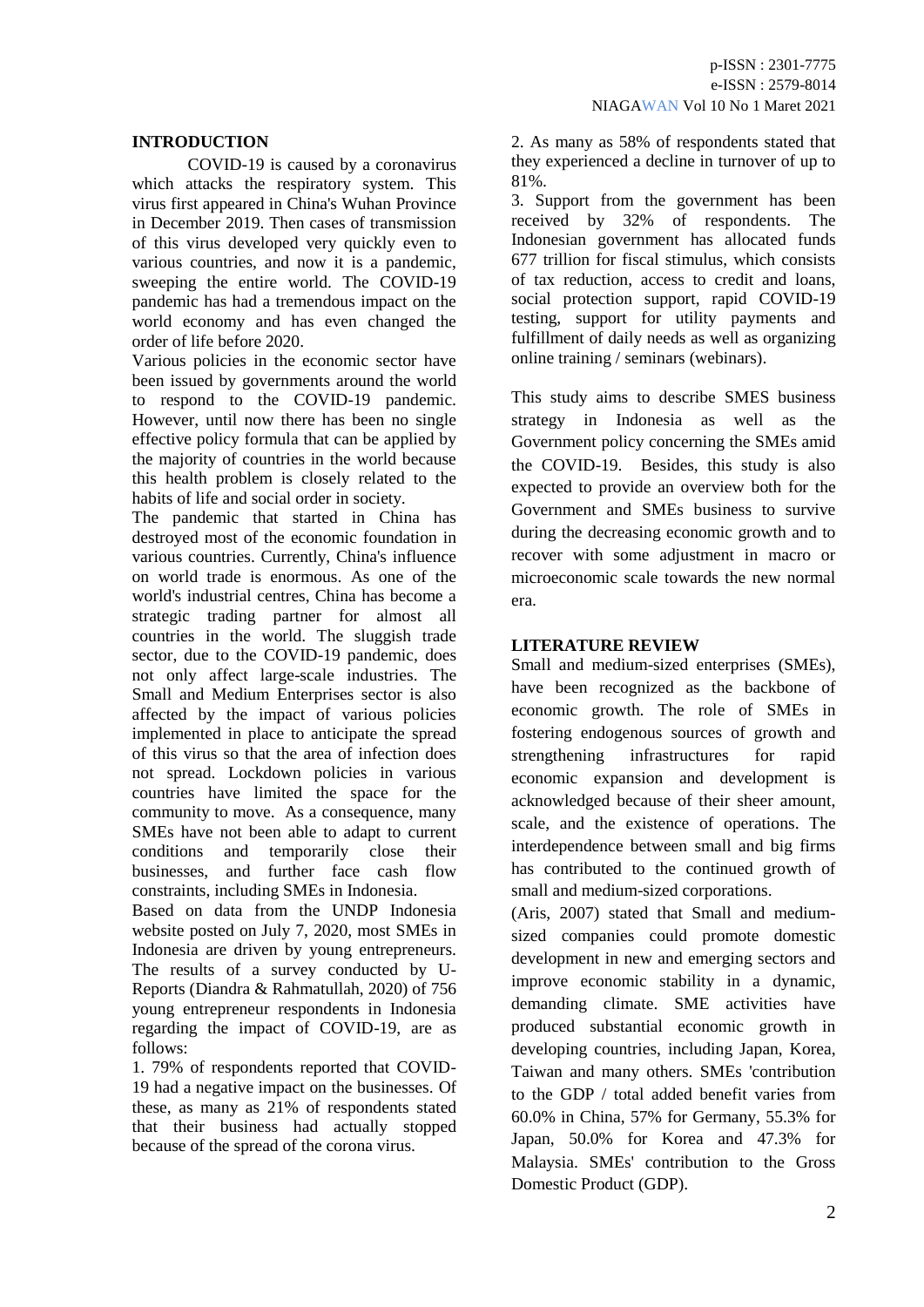## INTRODUCTION

COVID-19 is caused by a coronavirus which attacks the respiratory system. This virus first appeared in China's Wuhan Province in December 2019. Then cases of transmission of this virus developed very quickly even to various countries, and now it is a pandemic, sweeping the entire world. The COVID-19 pandemic has had a tremendous impact on the world economy and has even changed the order of life before 2020.

Various policies in the economic sector have been issued by governments around the world to respond to the COVID-19 pandemic. However, until now there has been no single effective policy formula that can be applied by the majority of countries in the world because this health problem is closely related to the habits of life and social order in society.

The pandemic that started in China has destroyed most of the economic foundation in various countries. Currently, China's influence on world trade is enormous. As one of the world's industrial centres, China has become a strategic trading partner for almost all countries in the world. The sluggish trade sector, due to the COVID-19 pandemic, does not only affect large-scale industries. The Small and Medium Enterprises sector is also affected by the impact of various policies implemented in place to anticipate the spread of this virus so that the area of infection does not spread. Lockdown policies in various countries have limited the space for the community to move. As a consequence, many SMEs have not been able to adapt to current conditions and temporarily close their businesses, and further face cash flow constraints, including SMEs in Indonesia.

Based on data from the UNDP Indonesia website posted on July 7, 2020, most SMEs in Indonesia are driven by young entrepreneurs. The results of a survey conducted by U-Reports (Diandra & Rahmatullah, 2020) of 756 young entrepreneur respondents in Indonesia regarding the impact of COVID-19, are as follows:

1. 79% of respondents reported that COVID-19 had a negative impact on the businesses. Of these, as many as 21% of respondents stated that their business had actually stopped because of the spread of the corona virus.
2. As many as 58% of respondents stated that they experienced a decline in turnover of up to 81%.
3. Support from the government has been received by 32% of respondents. The Indonesian government has allocated funds 677 trillion for fiscal stimulus, which consists of tax reduction, access to credit and loans, social protection support, rapid COVID-19 testing, support for utility payments and fulfillment of daily needs as well as organizing online training / seminars (webinars).

This study aims to describe SMES business strategy in Indonesia as well as the Government policy concerning the SMEs amid the COVID-19. Besides, this study is also expected to provide an overview both for the Government and SMEs business to survive during the decreasing economic growth and to recover with some adjustment in macro or microeconomic scale towards the new normal era.

## LITERATURE REVIEW

Small and medium-sized enterprises (SMEs), have been recognized as the backbone of economic growth. The role of SMEs in fostering endogenous sources of growth and strengthening infrastructures for rapid economic expansion and development is acknowledged because of their sheer amount, scale, and the existence of operations. The interdependence between small and big firms has contributed to the continued growth of small and medium-sized corporations.

(Aris, 2007) stated that Small and medium-sized companies could promote domestic development in new and emerging sectors and improve economic stability in a dynamic, demanding climate. SME activities have produced substantial economic growth in developing countries, including Japan, Korea, Taiwan and many others. SMEs 'contribution to the GDP / total added benefit varies from 60.0% in China, 57% for Germany, 55.3% for Japan, 50.0% for Korea and 47.3% for Malaysia. SMEs' contribution to the Gross Domestic Product (GDP).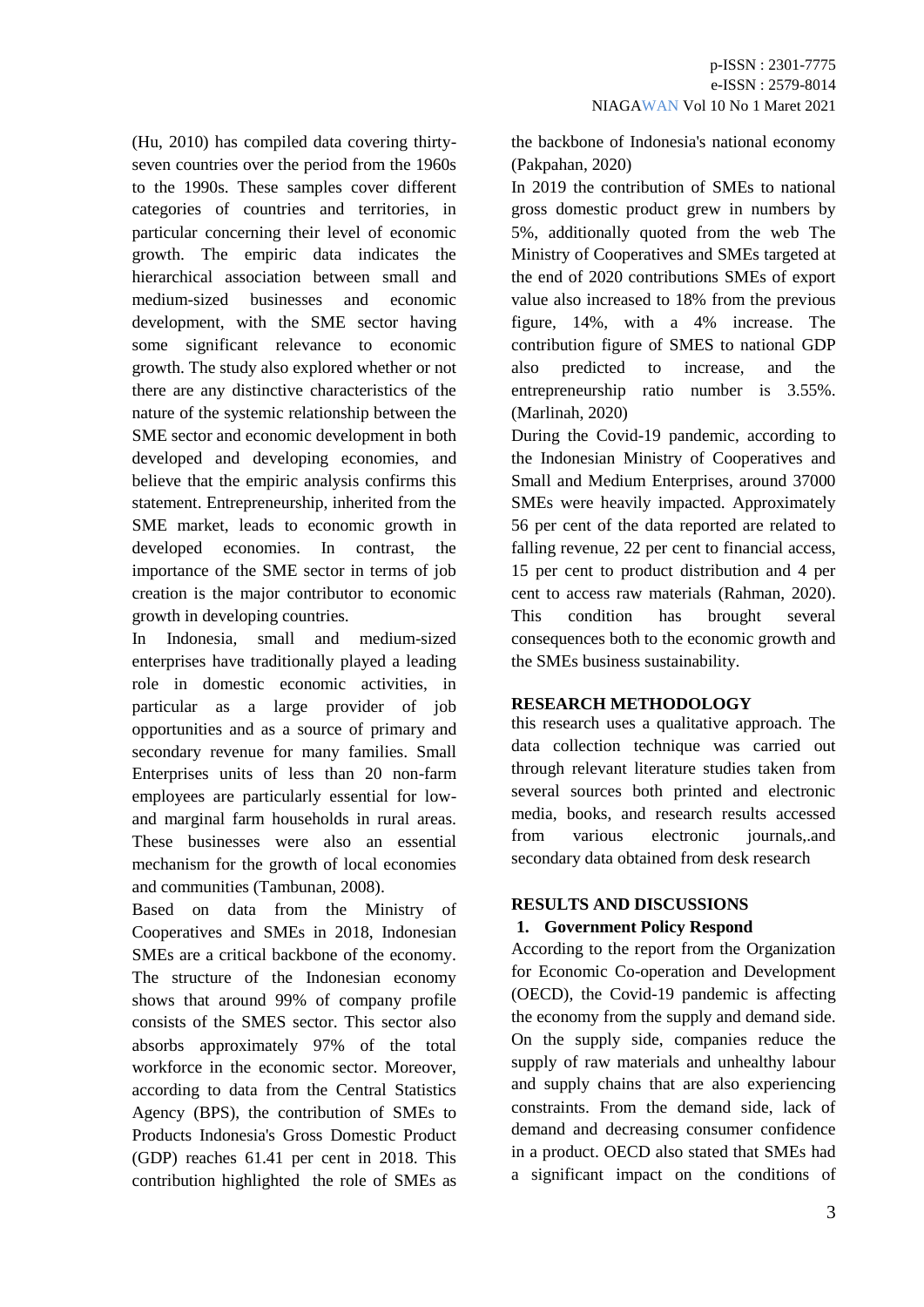(Hu, 2010) has compiled data covering thirty-seven countries over the period from the 1960s to the 1990s. These samples cover different categories of countries and territories, in particular concerning their level of economic growth. The empiric data indicates the hierarchical association between small and medium-sized businesses and economic development, with the SME sector having some significant relevance to economic growth. The study also explored whether or not there are any distinctive characteristics of the nature of the systemic relationship between the SME sector and economic development in both developed and developing economies, and believe that the empiric analysis confirms this statement. Entrepreneurship, inherited from the SME market, leads to economic growth in developed economies. In contrast, the importance of the SME sector in terms of job creation is the major contributor to economic growth in developing countries.

In Indonesia, small and medium-sized enterprises have traditionally played a leading role in domestic economic activities, in particular as a large provider of job opportunities and as a source of primary and secondary revenue for many families. Small Enterprises units of less than 20 non-farm employees are particularly essential for low- and marginal farm households in rural areas. These businesses were also an essential mechanism for the growth of local economies and communities (Tambunan, 2008).

Based on data from the Ministry of Cooperatives and SMEs in 2018, Indonesian SMEs are a critical backbone of the economy. The structure of the Indonesian economy shows that around 99% of company profile consists of the SMES sector. This sector also absorbs approximately 97% of the total workforce in the economic sector. Moreover, according to data from the Central Statistics Agency (BPS), the contribution of SMEs to Products Indonesia's Gross Domestic Product (GDP) reaches 61.41 per cent in 2018. This contribution highlighted the role of SMEs as the backbone of Indonesia's national economy (Pakpahan, 2020)

In 2019 the contribution of SMEs to national gross domestic product grew in numbers by 5%, additionally quoted from the web The Ministry of Cooperatives and SMEs targeted at the end of 2020 contributions SMEs of export value also increased to 18% from the previous figure, 14%, with a 4% increase. The contribution figure of SMES to national GDP also predicted to increase, and the entrepreneurship ratio number is 3.55%. (Marlinah, 2020)

During the Covid-19 pandemic, according to the Indonesian Ministry of Cooperatives and Small and Medium Enterprises, around 37000 SMEs were heavily impacted. Approximately 56 per cent of the data reported are related to falling revenue, 22 per cent to financial access, 15 per cent to product distribution and 4 per cent to access raw materials (Rahman, 2020). This condition has brought several consequences both to the economic growth and the SMEs business sustainability.

## RESEARCH METHODOLOGY

this research uses a qualitative approach. The data collection technique was carried out through relevant literature studies taken from several sources both printed and electronic media, books, and research results accessed from various electronic journals,.and secondary data obtained from desk research

## RESULTS AND DISCUSSIONS

### 1. Government Policy Respond

According to the report from the Organization for Economic Co-operation and Development (OECD), the Covid-19 pandemic is affecting the economy from the supply and demand side. On the supply side, companies reduce the supply of raw materials and unhealthy labour and supply chains that are also experiencing constraints. From the demand side, lack of demand and decreasing consumer confidence in a product. OECD also stated that SMEs had a significant impact on the conditions of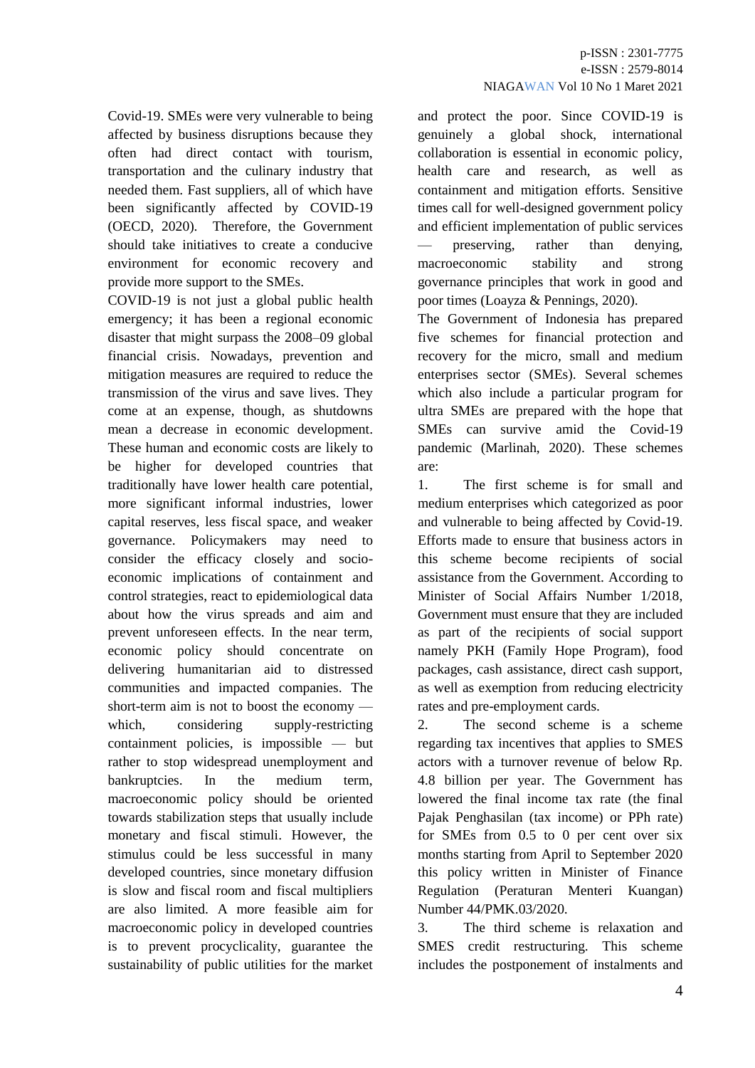Covid-19. SMEs were very vulnerable to being affected by business disruptions because they often had direct contact with tourism, transportation and the culinary industry that needed them. Fast suppliers, all of which have been significantly affected by COVID-19 (OECD, 2020). Therefore, the Government should take initiatives to create a conducive environment for economic recovery and provide more support to the SMEs.

COVID-19 is not just a global public health emergency; it has been a regional economic disaster that might surpass the 2008–09 global financial crisis. Nowadays, prevention and mitigation measures are required to reduce the transmission of the virus and save lives. They come at an expense, though, as shutdowns mean a decrease in economic development. These human and economic costs are likely to be higher for developed countries that traditionally have lower health care potential, more significant informal industries, lower capital reserves, less fiscal space, and weaker governance. Policymakers may need to consider the efficacy closely and socio-economic implications of containment and control strategies, react to epidemiological data about how the virus spreads and aim and prevent unforeseen effects. In the near term, economic policy should concentrate on delivering humanitarian aid to distressed communities and impacted companies. The short-term aim is not to boost the economy — which, considering supply-restricting containment policies, is impossible — but rather to stop widespread unemployment and bankruptcies. In the medium term, macroeconomic policy should be oriented towards stabilization steps that usually include monetary and fiscal stimuli. However, the stimulus could be less successful in many developed countries, since monetary diffusion is slow and fiscal room and fiscal multipliers are also limited. A more feasible aim for macroeconomic policy in developed countries is to prevent procyclicality, guarantee the sustainability of public utilities for the market and protect the poor. Since COVID-19 is genuinely a global shock, international collaboration is essential in economic policy, health care and research, as well as containment and mitigation efforts. Sensitive times call for well-designed government policy and efficient implementation of public services — preserving, rather than denying, macroeconomic stability and strong governance principles that work in good and poor times (Loayza & Pennings, 2020).

The Government of Indonesia has prepared five schemes for financial protection and recovery for the micro, small and medium enterprises sector (SMEs). Several schemes which also include a particular program for ultra SMEs are prepared with the hope that SMEs can survive amid the Covid-19 pandemic (Marlinah, 2020). These schemes are:

1. The first scheme is for small and medium enterprises which categorized as poor and vulnerable to being affected by Covid-19. Efforts made to ensure that business actors in this scheme become recipients of social assistance from the Government. According to Minister of Social Affairs Number 1/2018, Government must ensure that they are included as part of the recipients of social support namely PKH (Family Hope Program), food packages, cash assistance, direct cash support, as well as exemption from reducing electricity rates and pre-employment cards.
2. The second scheme is a scheme regarding tax incentives that applies to SMES actors with a turnover revenue of below Rp. 4.8 billion per year. The Government has lowered the final income tax rate (the final Pajak Penghasilan (tax income) or PPh rate) for SMEs from 0.5 to 0 per cent over six months starting from April to September 2020 this policy written in Minister of Finance Regulation (Peraturan Menteri Kuangan) Number 44/PMK.03/2020.
3. The third scheme is relaxation and SMES credit restructuring. This scheme includes the postponement of instalments and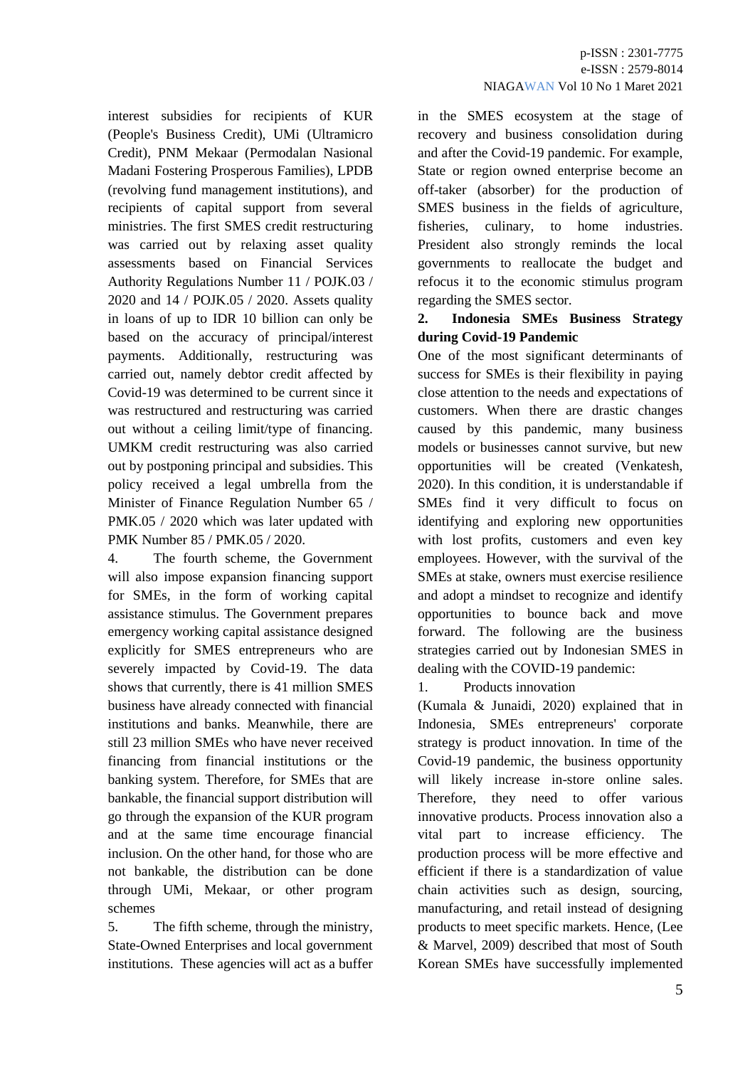interest subsidies for recipients of KUR (People's Business Credit), UMi (Ultramicro Credit), PNM Mekaar (Permodalan Nasional Madani Fostering Prosperous Families), LPDB (revolving fund management institutions), and recipients of capital support from several ministries. The first SMES credit restructuring was carried out by relaxing asset quality assessments based on Financial Services Authority Regulations Number 11 / POJK.03 / 2020 and 14 / POJK.05 / 2020. Assets quality in loans of up to IDR 10 billion can only be based on the accuracy of principal/interest payments. Additionally, restructuring was carried out, namely debtor credit affected by Covid-19 was determined to be current since it was restructured and restructuring was carried out without a ceiling limit/type of financing. UMKM credit restructuring was also carried out by postponing principal and subsidies. This policy received a legal umbrella from the Minister of Finance Regulation Number 65 / PMK.05 / 2020 which was later updated with PMK Number 85 / PMK.05 / 2020.

4. The fourth scheme, the Government will also impose expansion financing support for SMEs, in the form of working capital assistance stimulus. The Government prepares emergency working capital assistance designed explicitly for SMES entrepreneurs who are severely impacted by Covid-19. The data shows that currently, there is 41 million SMES business have already connected with financial institutions and banks. Meanwhile, there are still 23 million SMEs who have never received financing from financial institutions or the banking system. Therefore, for SMEs that are bankable, the financial support distribution will go through the expansion of the KUR program and at the same time encourage financial inclusion. On the other hand, for those who are not bankable, the distribution can be done through UMi, Mekaar, or other program schemes

5. The fifth scheme, through the ministry, State-Owned Enterprises and local government institutions. These agencies will act as a buffer in the SMES ecosystem at the stage of recovery and business consolidation during and after the Covid-19 pandemic. For example, State or region owned enterprise become an off-taker (absorber) for the production of SMES business in the fields of agriculture, fisheries, culinary, to home industries. President also strongly reminds the local governments to reallocate the budget and refocus it to the economic stimulus program regarding the SMES sector.

**2. Indonesia SMEs Business Strategy during Covid-19 Pandemic**

One of the most significant determinants of success for SMEs is their flexibility in paying close attention to the needs and expectations of customers. When there are drastic changes caused by this pandemic, many business models or businesses cannot survive, but new opportunities will be created (Venkatesh, 2020). In this condition, it is understandable if SMEs find it very difficult to focus on identifying and exploring new opportunities with lost profits, customers and even key employees. However, with the survival of the SMEs at stake, owners must exercise resilience and adopt a mindset to recognize and identify opportunities to bounce back and move forward. The following are the business strategies carried out by Indonesian SMES in dealing with the COVID-19 pandemic:

1. Products innovation

(Kumala & Junaidi, 2020) explained that in Indonesia, SMEs entrepreneurs' corporate strategy is product innovation. In time of the Covid-19 pandemic, the business opportunity will likely increase in-store online sales. Therefore, they need to offer various innovative products. Process innovation also a vital part to increase efficiency. The production process will be more effective and efficient if there is a standardization of value chain activities such as design, sourcing, manufacturing, and retail instead of designing products to meet specific markets. Hence, (Lee & Marvel, 2009) described that most of South Korean SMEs have successfully implemented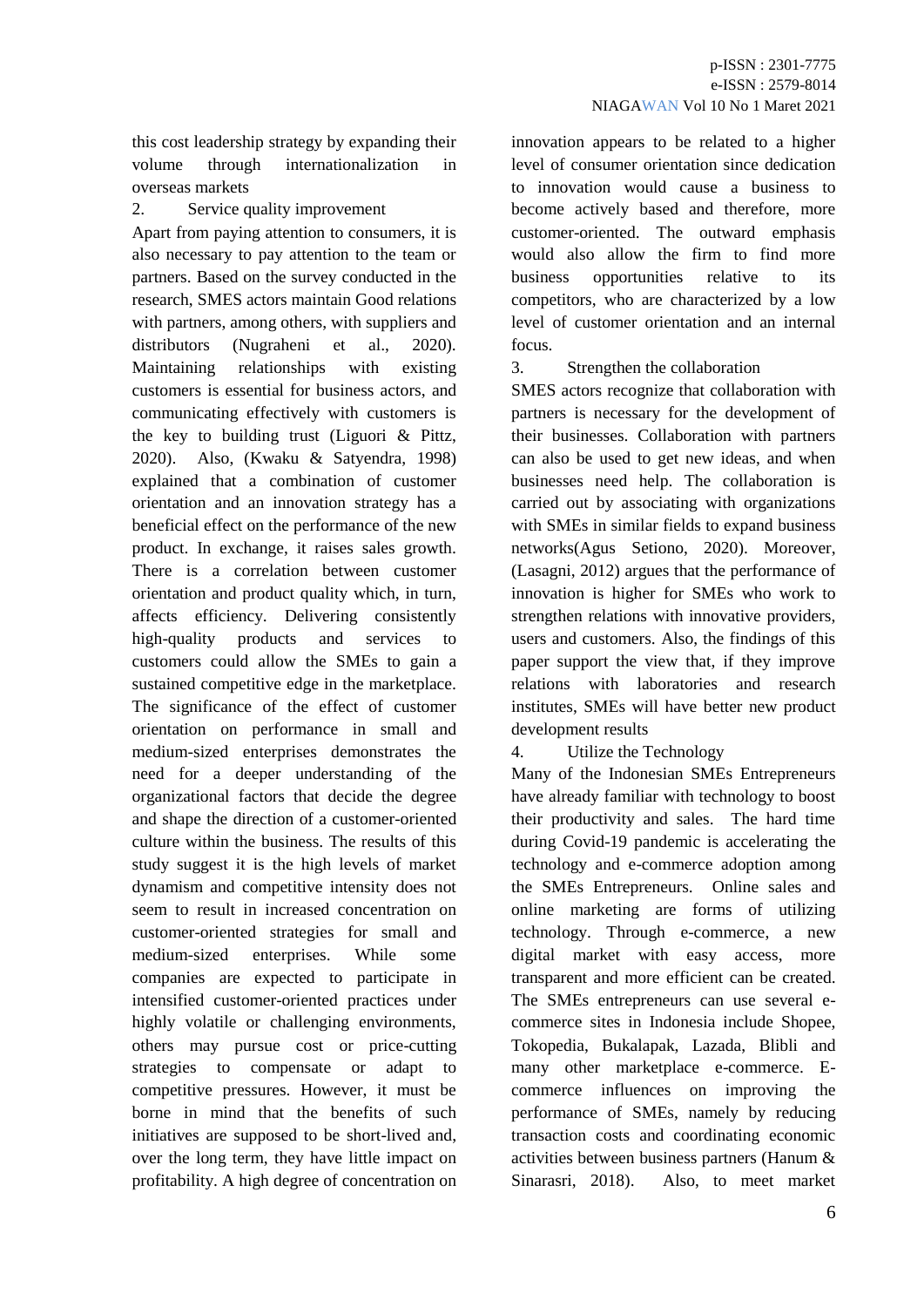this cost leadership strategy by expanding their volume through internationalization in overseas markets

2. Service quality improvement

Apart from paying attention to consumers, it is also necessary to pay attention to the team or partners. Based on the survey conducted in the research, SMES actors maintain Good relations with partners, among others, with suppliers and distributors (Nugraheni et al., 2020). Maintaining relationships with existing customers is essential for business actors, and communicating effectively with customers is the key to building trust (Liguori & Pittz, 2020). Also, (Kwaku & Satyendra, 1998) explained that a combination of customer orientation and an innovation strategy has a beneficial effect on the performance of the new product. In exchange, it raises sales growth. There is a correlation between customer orientation and product quality which, in turn, affects efficiency. Delivering consistently high-quality products and services to customers could allow the SMEs to gain a sustained competitive edge in the marketplace. The significance of the effect of customer orientation on performance in small and medium-sized enterprises demonstrates the need for a deeper understanding of the organizational factors that decide the degree and shape the direction of a customer-oriented culture within the business. The results of this study suggest it is the high levels of market dynamism and competitive intensity does not seem to result in increased concentration on customer-oriented strategies for small and medium-sized enterprises. While some companies are expected to participate in intensified customer-oriented practices under highly volatile or challenging environments, others may pursue cost or price-cutting strategies to compensate or adapt to competitive pressures. However, it must be borne in mind that the benefits of such initiatives are supposed to be short-lived and, over the long term, they have little impact on profitability. A high degree of concentration on innovation appears to be related to a higher level of consumer orientation since dedication to innovation would cause a business to become actively based and therefore, more customer-oriented. The outward emphasis would also allow the firm to find more business opportunities relative to its competitors, who are characterized by a low level of customer orientation and an internal focus.

3. Strengthen the collaboration

SMES actors recognize that collaboration with partners is necessary for the development of their businesses. Collaboration with partners can also be used to get new ideas, and when businesses need help. The collaboration is carried out by associating with organizations with SMEs in similar fields to expand business networks(Agus Setiono, 2020). Moreover, (Lasagni, 2012) argues that the performance of innovation is higher for SMEs who work to strengthen relations with innovative providers, users and customers. Also, the findings of this paper support the view that, if they improve relations with laboratories and research institutes, SMEs will have better new product development results

4. Utilize the Technology

Many of the Indonesian SMEs Entrepreneurs have already familiar with technology to boost their productivity and sales. The hard time during Covid-19 pandemic is accelerating the technology and e-commerce adoption among the SMEs Entrepreneurs. Online sales and online marketing are forms of utilizing technology. Through e-commerce, a new digital market with easy access, more transparent and more efficient can be created. The SMEs entrepreneurs can use several e-commerce sites in Indonesia include Shopee, Tokopedia, Bukalapak, Lazada, Blibli and many other marketplace e-commerce. E-commerce influences on improving the performance of SMEs, namely by reducing transaction costs and coordinating economic activities between business partners (Hanum & Sinarasri, 2018). Also, to meet market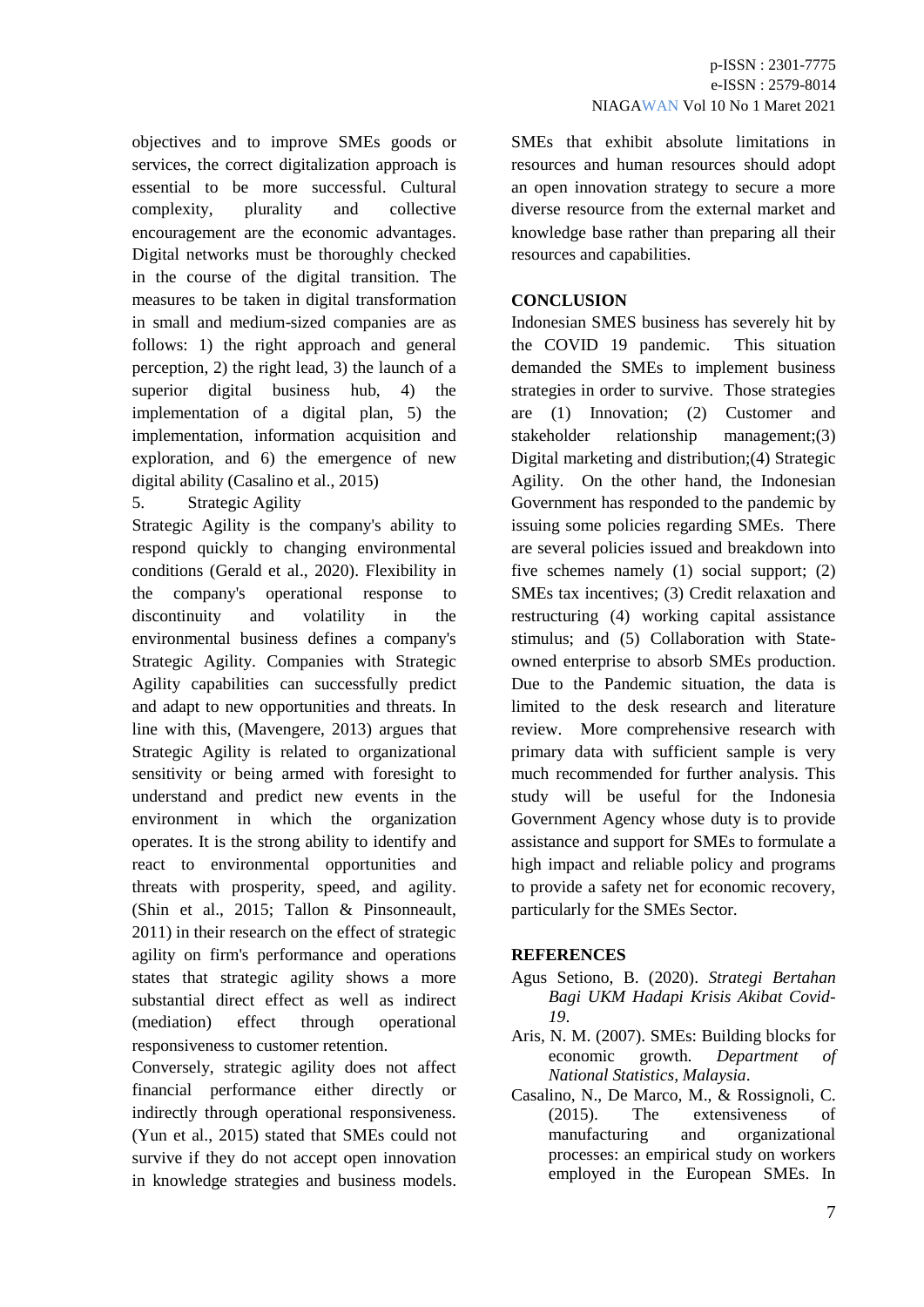objectives and to improve SMEs goods or services, the correct digitalization approach is essential to be more successful. Cultural complexity, plurality and collective encouragement are the economic advantages. Digital networks must be thoroughly checked in the course of the digital transition. The measures to be taken in digital transformation in small and medium-sized companies are as follows: 1) the right approach and general perception, 2) the right lead, 3) the launch of a superior digital business hub, 4) the implementation of a digital plan, 5) the implementation, information acquisition and exploration, and 6) the emergence of new digital ability (Casalino et al., 2015)

5. Strategic Agility

Strategic Agility is the company's ability to respond quickly to changing environmental conditions (Gerald et al., 2020). Flexibility in the company's operational response to discontinuity and volatility in the environmental business defines a company's Strategic Agility. Companies with Strategic Agility capabilities can successfully predict and adapt to new opportunities and threats. In line with this, (Mavengere, 2013) argues that Strategic Agility is related to organizational sensitivity or being armed with foresight to understand and predict new events in the environment in which the organization operates. It is the strong ability to identify and react to environmental opportunities and threats with prosperity, speed, and agility. (Shin et al., 2015; Tallon & Pinsonneault, 2011) in their research on the effect of strategic agility on firm's performance and operations states that strategic agility shows a more substantial direct effect as well as indirect (mediation) effect through operational responsiveness to customer retention.

Conversely, strategic agility does not affect financial performance either directly or indirectly through operational responsiveness. (Yun et al., 2015) stated that SMEs could not survive if they do not accept open innovation in knowledge strategies and business models. SMEs that exhibit absolute limitations in resources and human resources should adopt an open innovation strategy to secure a more diverse resource from the external market and knowledge base rather than preparing all their resources and capabilities.

## CONCLUSION

Indonesian SMES business has severely hit by the COVID 19 pandemic. This situation demanded the SMEs to implement business strategies in order to survive. Those strategies are (1) Innovation; (2) Customer and stakeholder relationship management;(3) Digital marketing and distribution;(4) Strategic Agility. On the other hand, the Indonesian Government has responded to the pandemic by issuing some policies regarding SMEs. There are several policies issued and breakdown into five schemes namely (1) social support; (2) SMEs tax incentives; (3) Credit relaxation and restructuring (4) working capital assistance stimulus; and (5) Collaboration with State-owned enterprise to absorb SMEs production. Due to the Pandemic situation, the data is limited to the desk research and literature review. More comprehensive research with primary data with sufficient sample is very much recommended for further analysis. This study will be useful for the Indonesia Government Agency whose duty is to provide assistance and support for SMEs to formulate a high impact and reliable policy and programs to provide a safety net for economic recovery, particularly for the SMEs Sector.

## REFERENCES

Agus Setiono, B. (2020). *Strategi Bertahan Bagi UKM Hadapi Krisis Akibat Covid-19*.

Aris, N. M. (2007). SMEs: Building blocks for economic growth. *Department of National Statistics, Malaysia*.

Casalino, N., De Marco, M., & Rossignoli, C. (2015). The extensiveness of manufacturing and organizational processes: an empirical study on workers employed in the European SMEs. In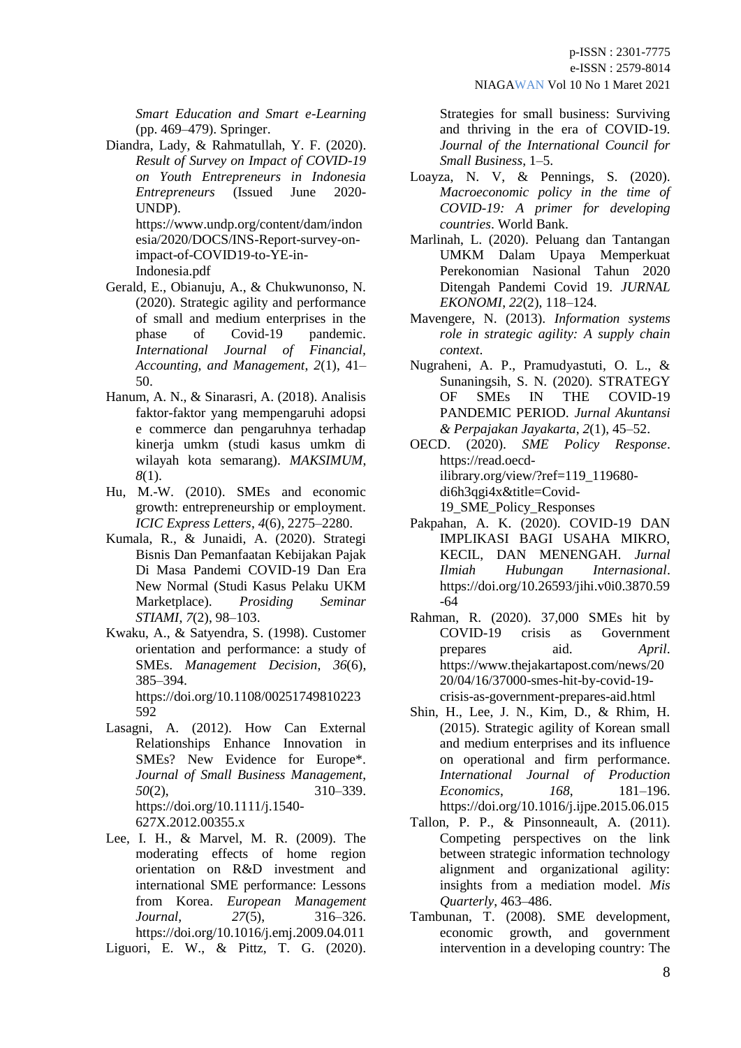*Smart Education and Smart e-Learning* (pp. 469–479). Springer.

Diandra, Lady, & Rahmatullah, Y. F. (2020). *Result of Survey on Impact of COVID-19 on Youth Entrepreneurs in Indonesia Entrepreneurs* (Issued June 2020-UNDP). https://www.undp.org/content/dam/indonesia/2020/DOCS/INS-Report-survey-on-impact-of-COVID19-to-YE-in-Indonesia.pdf

Gerald, E., Obianuju, A., & Chukwunonso, N. (2020). Strategic agility and performance of small and medium enterprises in the phase of Covid-19 pandemic. *International Journal of Financial, Accounting, and Management*, *2*(1), 41–50.

Hanum, A. N., & Sinarasri, A. (2018). Analisis faktor-faktor yang mempengaruhi adopsi e commerce dan pengaruhnya terhadap kinerja umkm (studi kasus umkm di wilayah kota semarang). *MAKSIMUM*, *8*(1).

Hu, M.-W. (2010). SMEs and economic growth: entrepreneurship or employment. *ICIC Express Letters*, *4*(6), 2275–2280.

Kumala, R., & Junaidi, A. (2020). Strategi Bisnis Dan Pemanfaatan Kebijakan Pajak Di Masa Pandemi COVID-19 Dan Era New Normal (Studi Kasus Pelaku UKM Marketplace). *Prosiding Seminar STIAMI*, *7*(2), 98–103.

Kwaku, A., & Satyendra, S. (1998). Customer orientation and performance: a study of SMEs. *Management Decision*, *36*(6), 385–394. https://doi.org/10.1108/00251749810223592

Lasagni, A. (2012). How Can External Relationships Enhance Innovation in SMEs? New Evidence for Europe*. *Journal of Small Business Management*, *50*(2), 310–339. https://doi.org/10.1111/j.1540-627X.2012.00355.x

Lee, I. H., & Marvel, M. R. (2009). The moderating effects of home region orientation on R&D investment and international SME performance: Lessons from Korea. *European Management Journal*, *27*(5), 316–326. https://doi.org/10.1016/j.emj.2009.04.011

Liguori, E. W., & Pittz, T. G. (2020). Strategies for small business: Surviving and thriving in the era of COVID-19. *Journal of the International Council for Small Business*, 1–5.

Loayza, N. V, & Pennings, S. (2020). *Macroeconomic policy in the time of COVID-19: A primer for developing countries*. World Bank.

Marlinah, L. (2020). Peluang dan Tantangan UMKM Dalam Upaya Memperkuat Perekonomian Nasional Tahun 2020 Ditengah Pandemi Covid 19. *JURNAL EKONOMI*, *22*(2), 118–124.

Mavengere, N. (2013). *Information systems role in strategic agility: A supply chain context*.

Nugraheni, A. P., Pramudyastuti, O. L., & Sunaningsih, S. N. (2020). STRATEGY OF SMEs IN THE COVID-19 PANDEMIC PERIOD. *Jurnal Akuntansi & Perpajakan Jayakarta*, *2*(1), 45–52.

OECD. (2020). *SME Policy Response*. https://read.oecd-ilibrary.org/view/?ref=119_119680-di6h3qgi4x&title=Covid-19_SME_Policy_Responses

Pakpahan, A. K. (2020). COVID-19 DAN IMPLIKASI BAGI USAHA MIKRO, KECIL, DAN MENENGAH. *Jurnal Ilmiah Hubungan Internasional*. https://doi.org/10.26593/jihi.v0i0.3870.59-64

Rahman, R. (2020). 37,000 SMEs hit by COVID-19 crisis as Government prepares aid. *April*. https://www.thejakartapost.com/news/2020/04/16/37000-smes-hit-by-covid-19-crisis-as-government-prepares-aid.html

Shin, H., Lee, J. N., Kim, D., & Rhim, H. (2015). Strategic agility of Korean small and medium enterprises and its influence on operational and firm performance. *International Journal of Production Economics*, *168*, 181–196. https://doi.org/10.1016/j.ijpe.2015.06.015

Tallon, P. P., & Pinsonneault, A. (2011). Competing perspectives on the link between strategic information technology alignment and organizational agility: insights from a mediation model. *Mis Quarterly*, 463–486.

Tambunan, T. (2008). SME development, economic growth, and government intervention in a developing country: The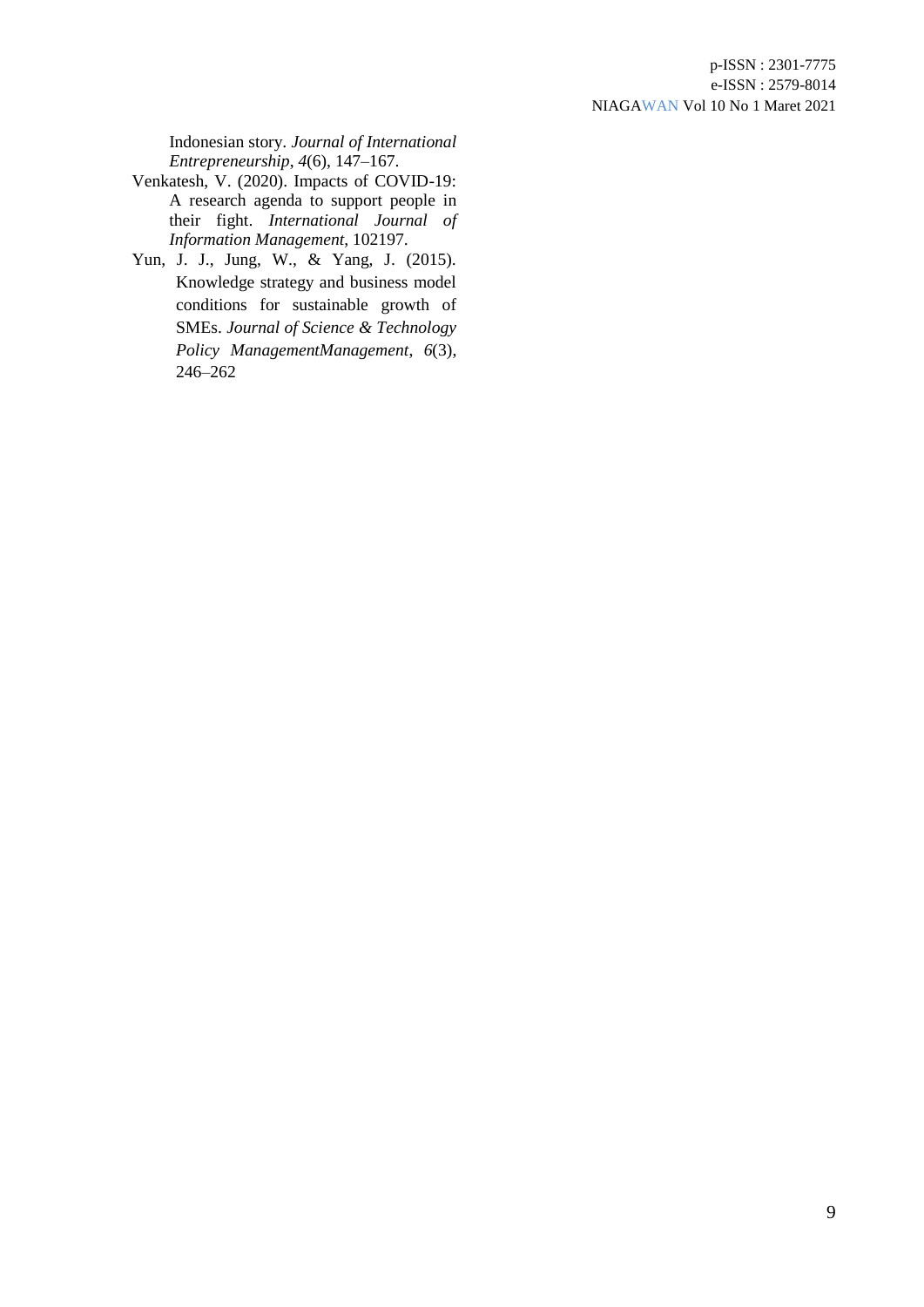Indonesian story. *Journal of International Entrepreneurship*, *4*(6), 147–167.

Venkatesh, V. (2020). Impacts of COVID-19: A research agenda to support people in their fight. *International Journal of Information Management*, 102197.

Yun, J. J., Jung, W., & Yang, J. (2015). Knowledge strategy and business model conditions for sustainable growth of SMEs. *Journal of Science & Technology Policy ManagementManagement*, *6*(3), 246–262